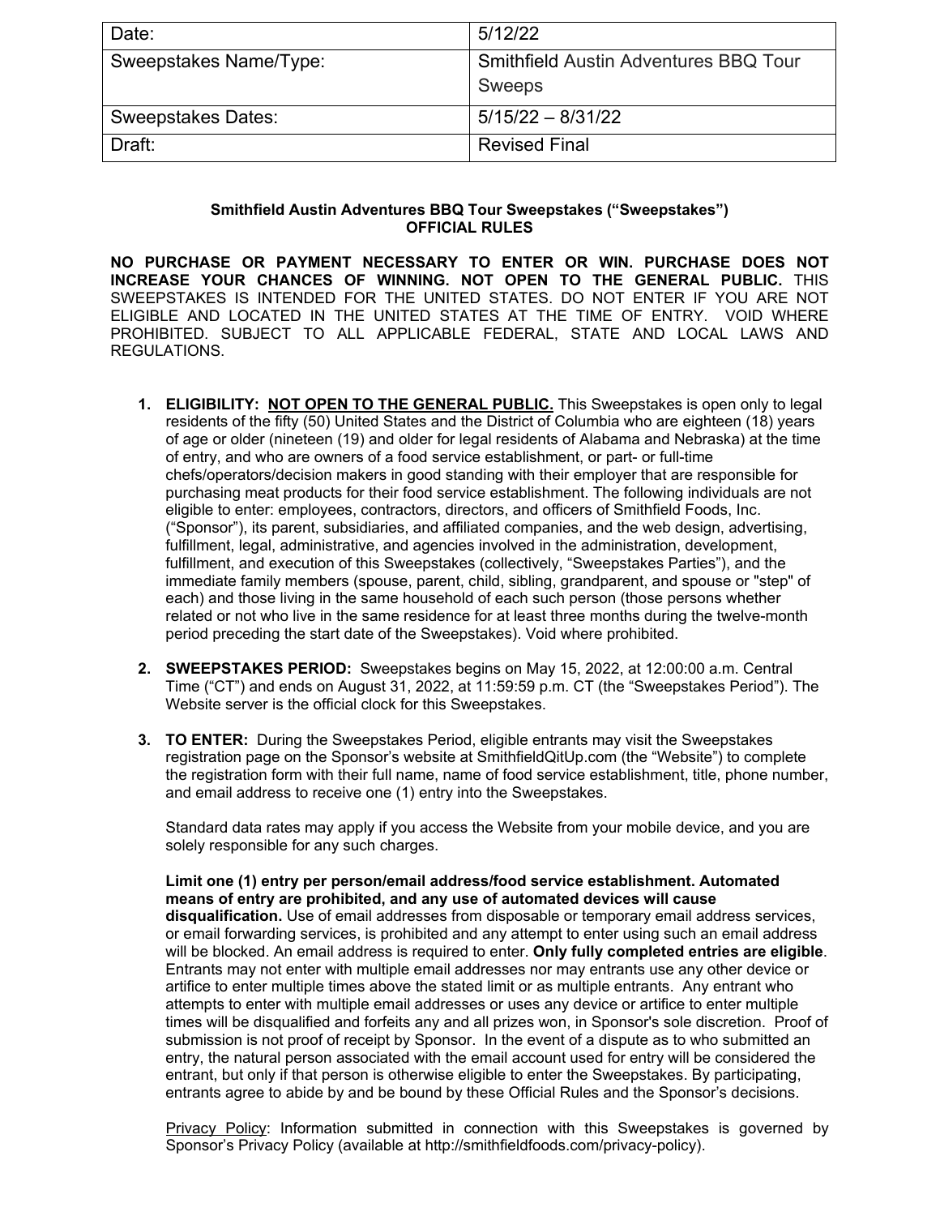| Date: | 5/12/22 |
| --- | --- |
| Sweepstakes Name/Type: | Smithfield Austin Adventures BBQ Tour Sweeps |
| Sweepstakes Dates: | 5/15/22 – 8/31/22 |
| Draft: | Revised Final |

**Smithfield Austin Adventures BBQ Tour Sweepstakes ("Sweepstakes")**
**OFFICIAL RULES**

**NO PURCHASE OR PAYMENT NECESSARY TO ENTER OR WIN. PURCHASE DOES NOT INCREASE YOUR CHANCES OF WINNING. NOT OPEN TO THE GENERAL PUBLIC.** THIS SWEEPSTAKES IS INTENDED FOR THE UNITED STATES. DO NOT ENTER IF YOU ARE NOT ELIGIBLE AND LOCATED IN THE UNITED STATES AT THE TIME OF ENTRY. VOID WHERE PROHIBITED. SUBJECT TO ALL APPLICABLE FEDERAL, STATE AND LOCAL LAWS AND REGULATIONS.

1. **ELIGIBILITY: NOT OPEN TO THE GENERAL PUBLIC.** This Sweepstakes is open only to legal residents of the fifty (50) United States and the District of Columbia who are eighteen (18) years of age or older (nineteen (19) and older for legal residents of Alabama and Nebraska) at the time of entry, and who are owners of a food service establishment, or part- or full-time chefs/operators/decision makers in good standing with their employer that are responsible for purchasing meat products for their food service establishment. The following individuals are not eligible to enter: employees, contractors, directors, and officers of Smithfield Foods, Inc. ("Sponsor"), its parent, subsidiaries, and affiliated companies, and the web design, advertising, fulfillment, legal, administrative, and agencies involved in the administration, development, fulfillment, and execution of this Sweepstakes (collectively, "Sweepstakes Parties"), and the immediate family members (spouse, parent, child, sibling, grandparent, and spouse or "step" of each) and those living in the same household of each such person (those persons whether related or not who live in the same residence for at least three months during the twelve-month period preceding the start date of the Sweepstakes). Void where prohibited.

2. **SWEEPSTAKES PERIOD:** Sweepstakes begins on May 15, 2022, at 12:00:00 a.m. Central Time ("CT") and ends on August 31, 2022, at 11:59:59 p.m. CT (the "Sweepstakes Period"). The Website server is the official clock for this Sweepstakes.

3. **TO ENTER:** During the Sweepstakes Period, eligible entrants may visit the Sweepstakes registration page on the Sponsor's website at SmithfieldQitUp.com (the "Website") to complete the registration form with their full name, name of food service establishment, title, phone number, and email address to receive one (1) entry into the Sweepstakes.

   Standard data rates may apply if you access the Website from your mobile device, and you are solely responsible for any such charges.

   **Limit one (1) entry per person/email address/food service establishment. Automated means of entry are prohibited, and any use of automated devices will cause disqualification.** Use of email addresses from disposable or temporary email address services, or email forwarding services, is prohibited and any attempt to enter using such an email address will be blocked. An email address is required to enter. **Only fully completed entries are eligible**. Entrants may not enter with multiple email addresses nor may entrants use any other device or artifice to enter multiple times above the stated limit or as multiple entrants. Any entrant who attempts to enter with multiple email addresses or uses any device or artifice to enter multiple times will be disqualified and forfeits any and all prizes won, in Sponsor's sole discretion. Proof of submission is not proof of receipt by Sponsor. In the event of a dispute as to who submitted an entry, the natural person associated with the email account used for entry will be considered the entrant, but only if that person is otherwise eligible to enter the Sweepstakes. By participating, entrants agree to abide by and be bound by these Official Rules and the Sponsor's decisions.

   Privacy Policy: Information submitted in connection with this Sweepstakes is governed by Sponsor's Privacy Policy (available at http://smithfieldfoods.com/privacy-policy).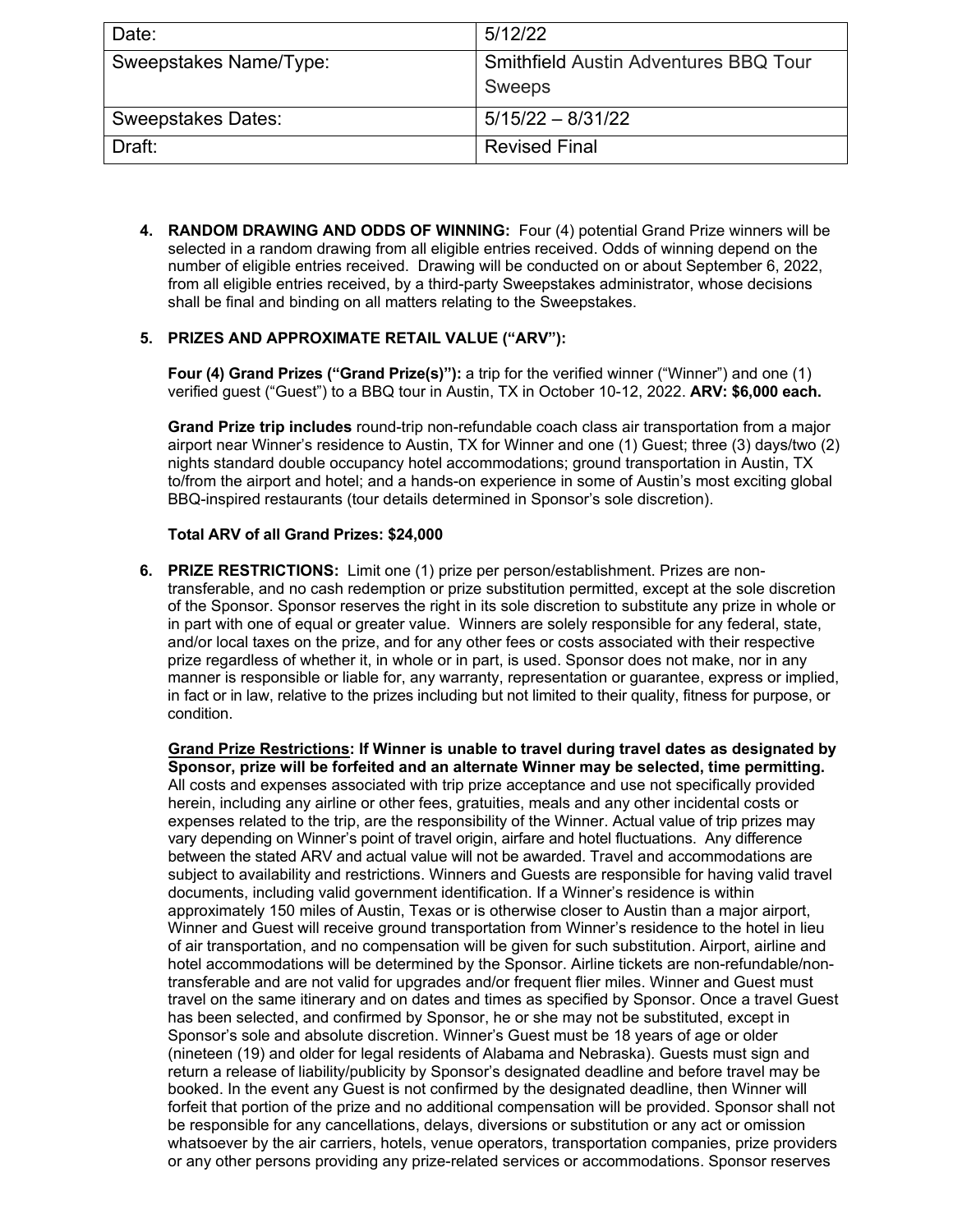| Date: | 5/12/22 |
| --- | --- |
| Sweepstakes Name/Type: | Smithfield Austin Adventures BBQ Tour Sweeps |
| Sweepstakes Dates: | 5/15/22 – 8/31/22 |
| Draft: | Revised Final |

4. **RANDOM DRAWING AND ODDS OF WINNING:** Four (4) potential Grand Prize winners will be selected in a random drawing from all eligible entries received. Odds of winning depend on the number of eligible entries received. Drawing will be conducted on or about September 6, 2022, from all eligible entries received, by a third-party Sweepstakes administrator, whose decisions shall be final and binding on all matters relating to the Sweepstakes.

5. **PRIZES AND APPROXIMATE RETAIL VALUE ("ARV"):**

   **Four (4) Grand Prizes ("Grand Prize(s)"):** a trip for the verified winner ("Winner") and one (1) verified guest ("Guest") to a BBQ tour in Austin, TX in October 10-12, 2022. **ARV: $6,000 each.**

   **Grand Prize trip includes** round-trip non-refundable coach class air transportation from a major airport near Winner's residence to Austin, TX for Winner and one (1) Guest; three (3) days/two (2) nights standard double occupancy hotel accommodations; ground transportation in Austin, TX to/from the airport and hotel; and a hands-on experience in some of Austin's most exciting global BBQ-inspired restaurants (tour details determined in Sponsor's sole discretion).

   **Total ARV of all Grand Prizes: $24,000**

6. **PRIZE RESTRICTIONS:** Limit one (1) prize per person/establishment. Prizes are non-transferable, and no cash redemption or prize substitution permitted, except at the sole discretion of the Sponsor. Sponsor reserves the right in its sole discretion to substitute any prize in whole or in part with one of equal or greater value. Winners are solely responsible for any federal, state, and/or local taxes on the prize, and for any other fees or costs associated with their respective prize regardless of whether it, in whole or in part, is used. Sponsor does not make, nor in any manner is responsible or liable for, any warranty, representation or guarantee, express or implied, in fact or in law, relative to the prizes including but not limited to their quality, fitness for purpose, or condition.

   **<u>Grand Prize Restrictions</u>: If Winner is unable to travel during travel dates as designated by Sponsor, prize will be forfeited and an alternate Winner may be selected, time permitting.** All costs and expenses associated with trip prize acceptance and use not specifically provided herein, including any airline or other fees, gratuities, meals and any other incidental costs or expenses related to the trip, are the responsibility of the Winner. Actual value of trip prizes may vary depending on Winner's point of travel origin, airfare and hotel fluctuations. Any difference between the stated ARV and actual value will not be awarded. Travel and accommodations are subject to availability and restrictions. Winners and Guests are responsible for having valid travel documents, including valid government identification. If a Winner's residence is within approximately 150 miles of Austin, Texas or is otherwise closer to Austin than a major airport, Winner and Guest will receive ground transportation from Winner's residence to the hotel in lieu of air transportation, and no compensation will be given for such substitution. Airport, airline and hotel accommodations will be determined by the Sponsor. Airline tickets are non-refundable/non-transferable and are not valid for upgrades and/or frequent flier miles. Winner and Guest must travel on the same itinerary and on dates and times as specified by Sponsor. Once a travel Guest has been selected, and confirmed by Sponsor, he or she may not be substituted, except in Sponsor's sole and absolute discretion. Winner's Guest must be 18 years of age or older (nineteen (19) and older for legal residents of Alabama and Nebraska). Guests must sign and return a release of liability/publicity by Sponsor's designated deadline and before travel may be booked. In the event any Guest is not confirmed by the designated deadline, then Winner will forfeit that portion of the prize and no additional compensation will be provided. Sponsor shall not be responsible for any cancellations, delays, diversions or substitution or any act or omission whatsoever by the air carriers, hotels, venue operators, transportation companies, prize providers or any other persons providing any prize-related services or accommodations. Sponsor reserves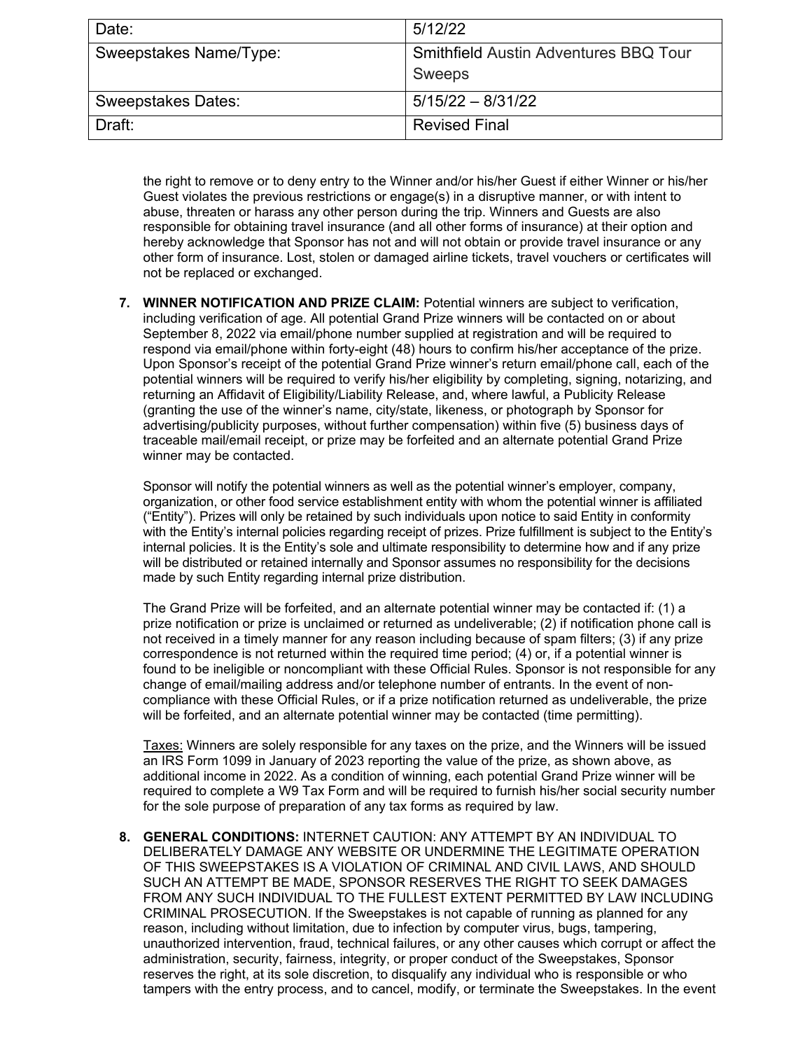the right to remove or to deny entry to the Winner and/or his/her Guest if either Winner or his/her Guest violates the previous restrictions or engage(s) in a disruptive manner, or with intent to abuse, threaten or harass any other person during the trip. Winners and Guests are also responsible for obtaining travel insurance (and all other forms of insurance) at their option and hereby acknowledge that Sponsor has not and will not obtain or provide travel insurance or any other form of insurance. Lost, stolen or damaged airline tickets, travel vouchers or certificates will not be replaced or exchanged.

7. **WINNER NOTIFICATION AND PRIZE CLAIM:** Potential winners are subject to verification, including verification of age. All potential Grand Prize winners will be contacted on or about September 8, 2022 via email/phone number supplied at registration and will be required to respond via email/phone within forty-eight (48) hours to confirm his/her acceptance of the prize. Upon Sponsor's receipt of the potential Grand Prize winner's return email/phone call, each of the potential winners will be required to verify his/her eligibility by completing, signing, notarizing, and returning an Affidavit of Eligibility/Liability Release, and, where lawful, a Publicity Release (granting the use of the winner's name, city/state, likeness, or photograph by Sponsor for advertising/publicity purposes, without further compensation) within five (5) business days of traceable mail/email receipt, or prize may be forfeited and an alternate potential Grand Prize winner may be contacted.

   Sponsor will notify the potential winners as well as the potential winner's employer, company, organization, or other food service establishment entity with whom the potential winner is affiliated ("Entity"). Prizes will only be retained by such individuals upon notice to said Entity in conformity with the Entity's internal policies regarding receipt of prizes. Prize fulfillment is subject to the Entity's internal policies. It is the Entity's sole and ultimate responsibility to determine how and if any prize will be distributed or retained internally and Sponsor assumes no responsibility for the decisions made by such Entity regarding internal prize distribution.

   The Grand Prize will be forfeited, and an alternate potential winner may be contacted if: (1) a prize notification or prize is unclaimed or returned as undeliverable; (2) if notification phone call is not received in a timely manner for any reason including because of spam filters; (3) if any prize correspondence is not returned within the required time period; (4) or, if a potential winner is found to be ineligible or noncompliant with these Official Rules. Sponsor is not responsible for any change of email/mailing address and/or telephone number of entrants. In the event of non-compliance with these Official Rules, or if a prize notification returned as undeliverable, the prize will be forfeited, and an alternate potential winner may be contacted (time permitting).

   Taxes: Winners are solely responsible for any taxes on the prize, and the Winners will be issued an IRS Form 1099 in January of 2023 reporting the value of the prize, as shown above, as additional income in 2022. As a condition of winning, each potential Grand Prize winner will be required to complete a W9 Tax Form and will be required to furnish his/her social security number for the sole purpose of preparation of any tax forms as required by law.

8. **GENERAL CONDITIONS:** INTERNET CAUTION: ANY ATTEMPT BY AN INDIVIDUAL TO DELIBERATELY DAMAGE ANY WEBSITE OR UNDERMINE THE LEGITIMATE OPERATION OF THIS SWEEPSTAKES IS A VIOLATION OF CRIMINAL AND CIVIL LAWS, AND SHOULD SUCH AN ATTEMPT BE MADE, SPONSOR RESERVES THE RIGHT TO SEEK DAMAGES FROM ANY SUCH INDIVIDUAL TO THE FULLEST EXTENT PERMITTED BY LAW INCLUDING CRIMINAL PROSECUTION. If the Sweepstakes is not capable of running as planned for any reason, including without limitation, due to infection by computer virus, bugs, tampering, unauthorized intervention, fraud, technical failures, or any other causes which corrupt or affect the administration, security, fairness, integrity, or proper conduct of the Sweepstakes, Sponsor reserves the right, at its sole discretion, to disqualify any individual who is responsible or who tampers with the entry process, and to cancel, modify, or terminate the Sweepstakes. In the event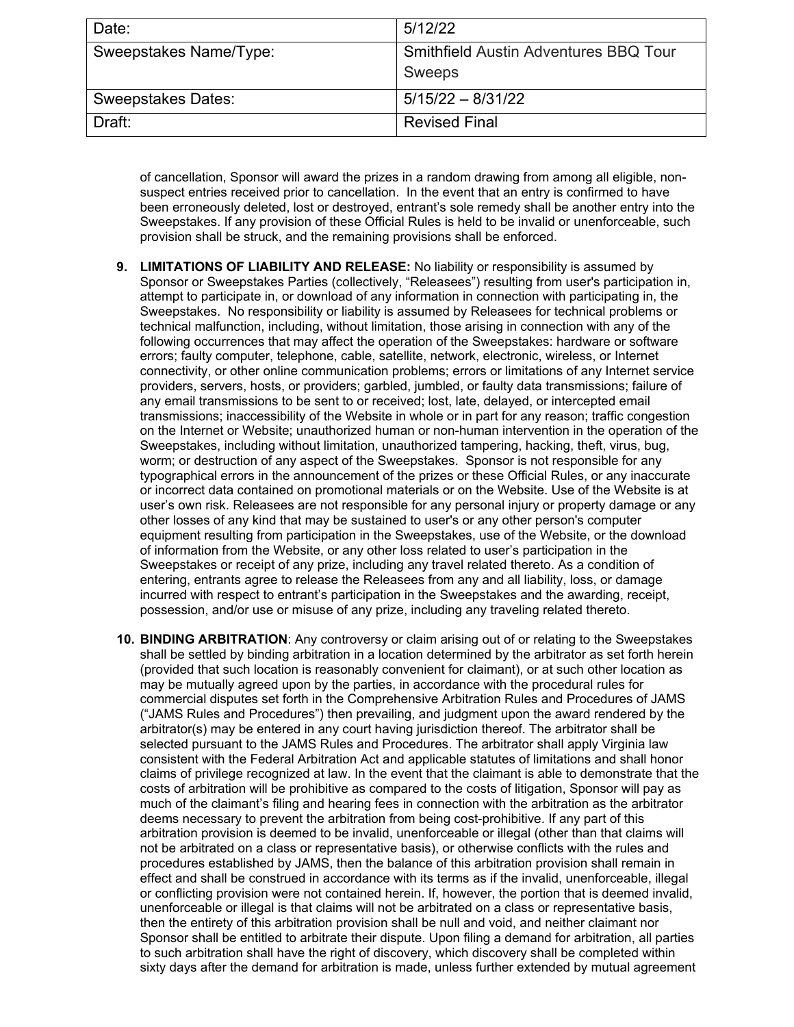| Date: | 5/12/22 |
| --- | --- |
| Sweepstakes Name/Type: | Smithfield Austin Adventures BBQ Tour Sweeps |
| Sweepstakes Dates: | 5/15/22 – 8/31/22 |
| Draft: | Revised Final |

of cancellation, Sponsor will award the prizes in a random drawing from among all eligible, non-suspect entries received prior to cancellation. In the event that an entry is confirmed to have been erroneously deleted, lost or destroyed, entrant's sole remedy shall be another entry into the Sweepstakes. If any provision of these Official Rules is held to be invalid or unenforceable, such provision shall be struck, and the remaining provisions shall be enforced.

9. **LIMITATIONS OF LIABILITY AND RELEASE:** No liability or responsibility is assumed by Sponsor or Sweepstakes Parties (collectively, "Releasees") resulting from user's participation in, attempt to participate in, or download of any information in connection with participating in, the Sweepstakes. No responsibility or liability is assumed by Releasees for technical problems or technical malfunction, including, without limitation, those arising in connection with any of the following occurrences that may affect the operation of the Sweepstakes: hardware or software errors; faulty computer, telephone, cable, satellite, network, electronic, wireless, or Internet connectivity, or other online communication problems; errors or limitations of any Internet service providers, servers, hosts, or providers; garbled, jumbled, or faulty data transmissions; failure of any email transmissions to be sent to or received; lost, late, delayed, or intercepted email transmissions; inaccessibility of the Website in whole or in part for any reason; traffic congestion on the Internet or Website; unauthorized human or non-human intervention in the operation of the Sweepstakes, including without limitation, unauthorized tampering, hacking, theft, virus, bug, worm; or destruction of any aspect of the Sweepstakes. Sponsor is not responsible for any typographical errors in the announcement of the prizes or these Official Rules, or any inaccurate or incorrect data contained on promotional materials or on the Website. Use of the Website is at user's own risk. Releasees are not responsible for any personal injury or property damage or any other losses of any kind that may be sustained to user's or any other person's computer equipment resulting from participation in the Sweepstakes, use of the Website, or the download of information from the Website, or any other loss related to user's participation in the Sweepstakes or receipt of any prize, including any travel related thereto. As a condition of entering, entrants agree to release the Releasees from any and all liability, loss, or damage incurred with respect to entrant's participation in the Sweepstakes and the awarding, receipt, possession, and/or use or misuse of any prize, including any traveling related thereto.

10. **BINDING ARBITRATION**: Any controversy or claim arising out of or relating to the Sweepstakes shall be settled by binding arbitration in a location determined by the arbitrator as set forth herein (provided that such location is reasonably convenient for claimant), or at such other location as may be mutually agreed upon by the parties, in accordance with the procedural rules for commercial disputes set forth in the Comprehensive Arbitration Rules and Procedures of JAMS ("JAMS Rules and Procedures") then prevailing, and judgment upon the award rendered by the arbitrator(s) may be entered in any court having jurisdiction thereof. The arbitrator shall be selected pursuant to the JAMS Rules and Procedures. The arbitrator shall apply Virginia law consistent with the Federal Arbitration Act and applicable statutes of limitations and shall honor claims of privilege recognized at law. In the event that the claimant is able to demonstrate that the costs of arbitration will be prohibitive as compared to the costs of litigation, Sponsor will pay as much of the claimant's filing and hearing fees in connection with the arbitration as the arbitrator deems necessary to prevent the arbitration from being cost-prohibitive. If any part of this arbitration provision is deemed to be invalid, unenforceable or illegal (other than that claims will not be arbitrated on a class or representative basis), or otherwise conflicts with the rules and procedures established by JAMS, then the balance of this arbitration provision shall remain in effect and shall be construed in accordance with its terms as if the invalid, unenforceable, illegal or conflicting provision were not contained herein. If, however, the portion that is deemed invalid, unenforceable or illegal is that claims will not be arbitrated on a class or representative basis, then the entirety of this arbitration provision shall be null and void, and neither claimant nor Sponsor shall be entitled to arbitrate their dispute. Upon filing a demand for arbitration, all parties to such arbitration shall have the right of discovery, which discovery shall be completed within sixty days after the demand for arbitration is made, unless further extended by mutual agreement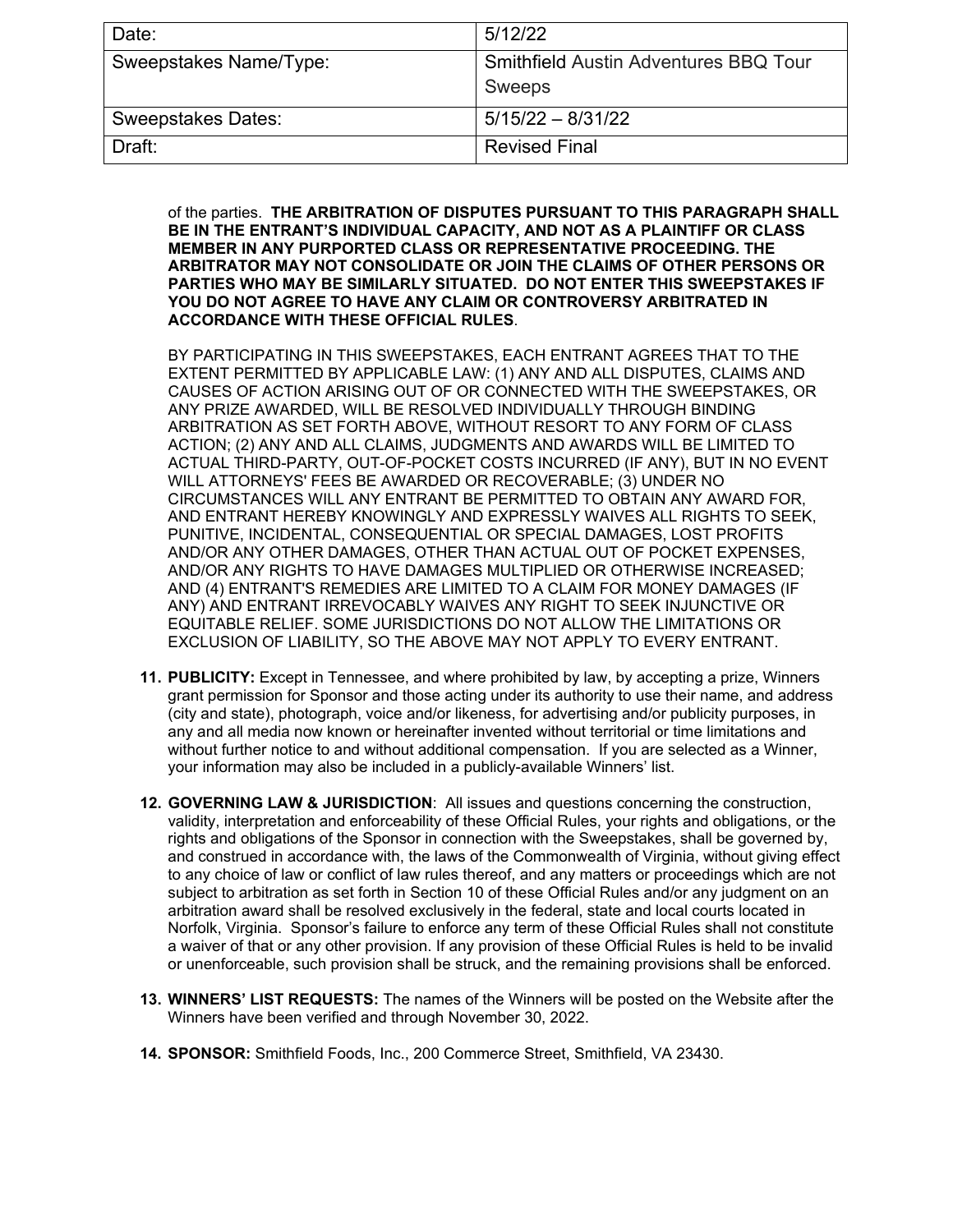| | |
|---|---|
| Date: | 5/12/22 |
| Sweepstakes Name/Type: | Smithfield Austin Adventures BBQ Tour Sweeps |
| Sweepstakes Dates: | 5/15/22 – 8/31/22 |
| Draft: | Revised Final |

of the parties. **THE ARBITRATION OF DISPUTES PURSUANT TO THIS PARAGRAPH SHALL BE IN THE ENTRANT'S INDIVIDUAL CAPACITY, AND NOT AS A PLAINTIFF OR CLASS MEMBER IN ANY PURPORTED CLASS OR REPRESENTATIVE PROCEEDING. THE ARBITRATOR MAY NOT CONSOLIDATE OR JOIN THE CLAIMS OF OTHER PERSONS OR PARTIES WHO MAY BE SIMILARLY SITUATED. DO NOT ENTER THIS SWEEPSTAKES IF YOU DO NOT AGREE TO HAVE ANY CLAIM OR CONTROVERSY ARBITRATED IN ACCORDANCE WITH THESE OFFICIAL RULES**.

BY PARTICIPATING IN THIS SWEEPSTAKES, EACH ENTRANT AGREES THAT TO THE EXTENT PERMITTED BY APPLICABLE LAW: (1) ANY AND ALL DISPUTES, CLAIMS AND CAUSES OF ACTION ARISING OUT OF OR CONNECTED WITH THE SWEEPSTAKES, OR ANY PRIZE AWARDED, WILL BE RESOLVED INDIVIDUALLY THROUGH BINDING ARBITRATION AS SET FORTH ABOVE, WITHOUT RESORT TO ANY FORM OF CLASS ACTION; (2) ANY AND ALL CLAIMS, JUDGMENTS AND AWARDS WILL BE LIMITED TO ACTUAL THIRD-PARTY, OUT-OF-POCKET COSTS INCURRED (IF ANY), BUT IN NO EVENT WILL ATTORNEYS' FEES BE AWARDED OR RECOVERABLE; (3) UNDER NO CIRCUMSTANCES WILL ANY ENTRANT BE PERMITTED TO OBTAIN ANY AWARD FOR, AND ENTRANT HEREBY KNOWINGLY AND EXPRESSLY WAIVES ALL RIGHTS TO SEEK, PUNITIVE, INCIDENTAL, CONSEQUENTIAL OR SPECIAL DAMAGES, LOST PROFITS AND/OR ANY OTHER DAMAGES, OTHER THAN ACTUAL OUT OF POCKET EXPENSES, AND/OR ANY RIGHTS TO HAVE DAMAGES MULTIPLIED OR OTHERWISE INCREASED; AND (4) ENTRANT'S REMEDIES ARE LIMITED TO A CLAIM FOR MONEY DAMAGES (IF ANY) AND ENTRANT IRREVOCABLY WAIVES ANY RIGHT TO SEEK INJUNCTIVE OR EQUITABLE RELIEF. SOME JURISDICTIONS DO NOT ALLOW THE LIMITATIONS OR EXCLUSION OF LIABILITY, SO THE ABOVE MAY NOT APPLY TO EVERY ENTRANT.

11. **PUBLICITY:** Except in Tennessee, and where prohibited by law, by accepting a prize, Winners grant permission for Sponsor and those acting under its authority to use their name, and address (city and state), photograph, voice and/or likeness, for advertising and/or publicity purposes, in any and all media now known or hereinafter invented without territorial or time limitations and without further notice to and without additional compensation. If you are selected as a Winner, your information may also be included in a publicly-available Winners' list.

12. **GOVERNING LAW & JURISDICTION**: All issues and questions concerning the construction, validity, interpretation and enforceability of these Official Rules, your rights and obligations, or the rights and obligations of the Sponsor in connection with the Sweepstakes, shall be governed by, and construed in accordance with, the laws of the Commonwealth of Virginia, without giving effect to any choice of law or conflict of law rules thereof, and any matters or proceedings which are not subject to arbitration as set forth in Section 10 of these Official Rules and/or any judgment on an arbitration award shall be resolved exclusively in the federal, state and local courts located in Norfolk, Virginia. Sponsor's failure to enforce any term of these Official Rules shall not constitute a waiver of that or any other provision. If any provision of these Official Rules is held to be invalid or unenforceable, such provision shall be struck, and the remaining provisions shall be enforced.

13. **WINNERS' LIST REQUESTS:** The names of the Winners will be posted on the Website after the Winners have been verified and through November 30, 2022.

14. **SPONSOR:** Smithfield Foods, Inc., 200 Commerce Street, Smithfield, VA 23430.